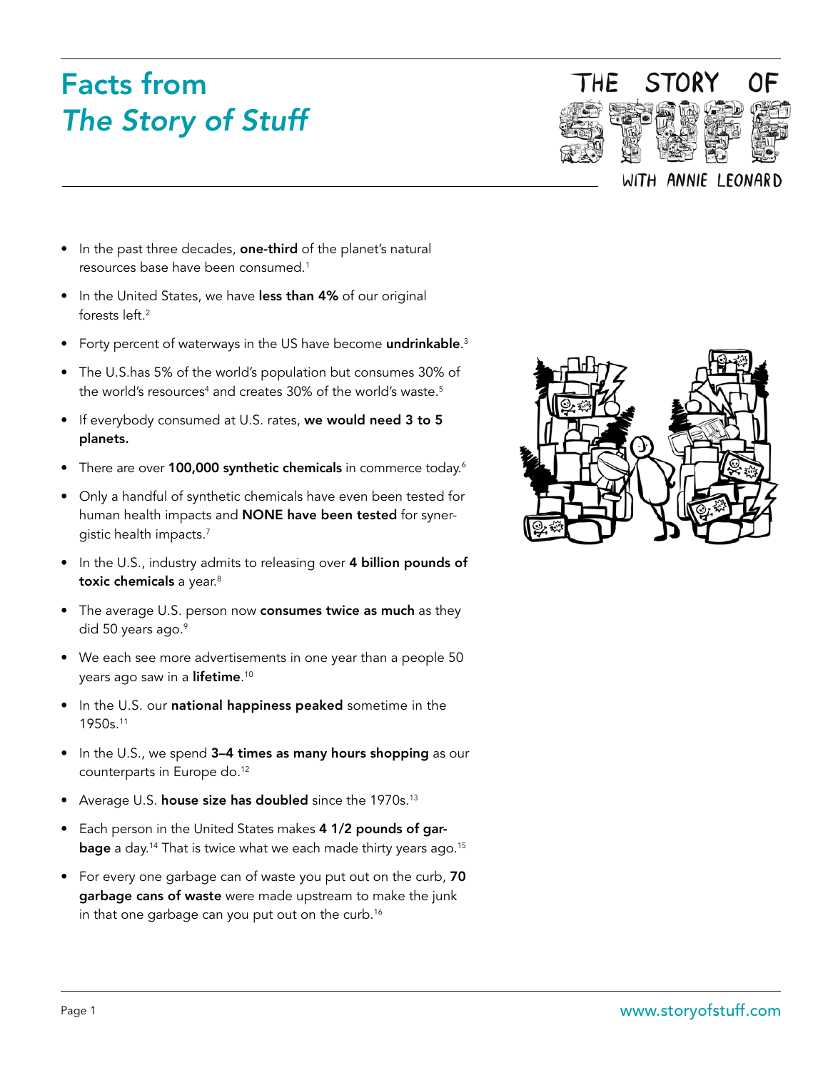# Facts from *The Story of Stuff*

- In the past three decades, **one-third** of the planet's natural resources base have been consumed.[1]
- In the United States, we have **less than 4%** of our original forests left.[2]
- Forty percent of waterways in the US have become **undrinkable**.[3]
- The U.S.has 5% of the world's population but consumes 30% of the world's resources[4] and creates 30% of the world's waste.[5]
- If everybody consumed at U.S. rates, **we would need 3 to 5 planets.**
- There are over **100,000 synthetic chemicals** in commerce today.[6]
- Only a handful of synthetic chemicals have even been tested for human health impacts and **NONE have been tested** for synergistic health impacts.[7]
- In the U.S., industry admits to releasing over **4 billion pounds of toxic chemicals** a year.[8]
- The average U.S. person now **consumes twice as much** as they did 50 years ago.[9]
- We each see more advertisements in one year than a people 50 years ago saw in a **lifetime**.[10]
- In the U.S. our **national happiness peaked** sometime in the 1950s.[11]
- In the U.S., we spend **3–4 times as many hours shopping** as our counterparts in Europe do.[12]
- Average U.S. **house size has doubled** since the 1970s.[13]
- Each person in the United States makes **4 1/2 pounds of garbage** a day.[14] That is twice what we each made thirty years ago.[15]
- For every one garbage can of waste you put out on the curb, **70 garbage cans of waste** were made upstream to make the junk in that one garbage can you put out on the curb.[16]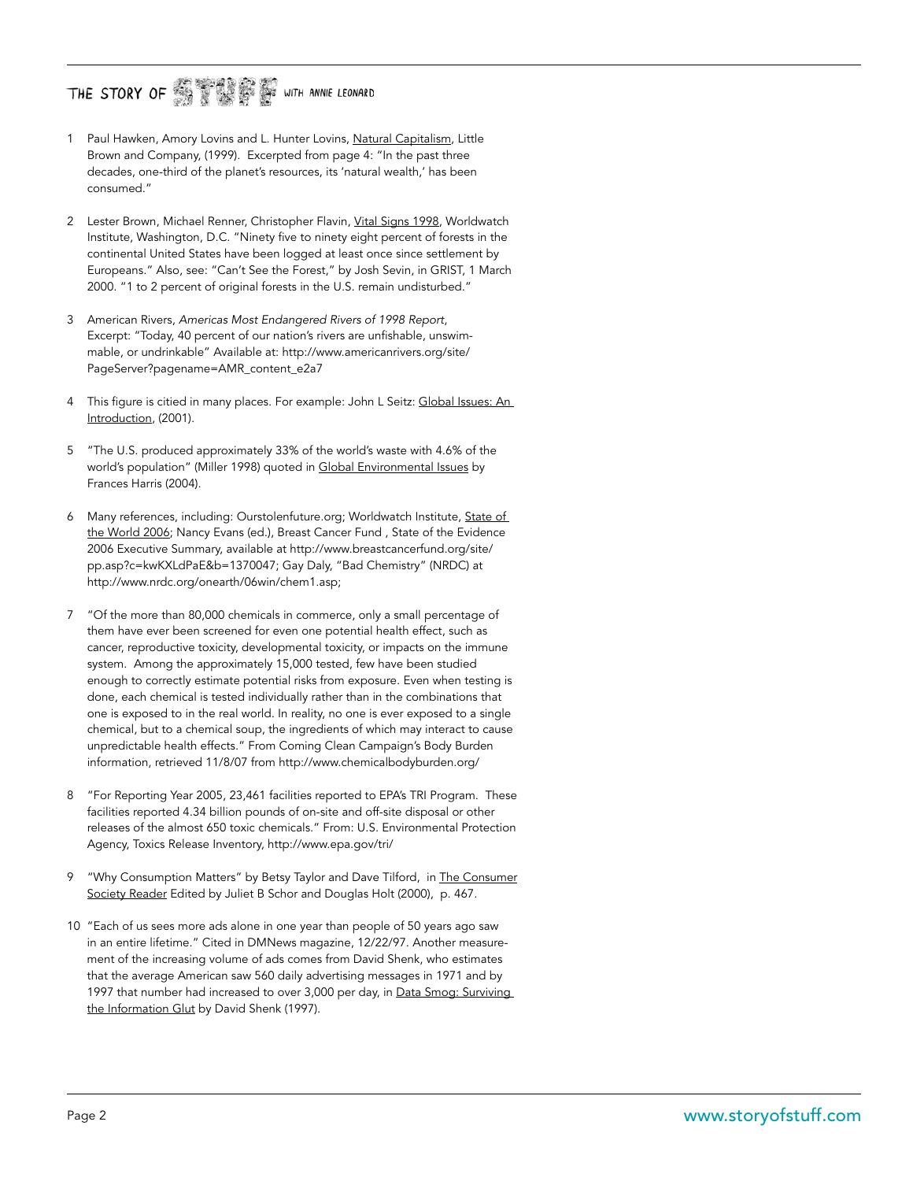1 Paul Hawken, Amory Lovins and L. Hunter Lovins, Natural Capitalism, Little Brown and Company, (1999). Excerpted from page 4: "In the past three decades, one-third of the planet's resources, its 'natural wealth,' has been consumed."

2 Lester Brown, Michael Renner, Christopher Flavin, Vital Signs 1998, Worldwatch Institute, Washington, D.C. "Ninety five to ninety eight percent of forests in the continental United States have been logged at least once since settlement by Europeans." Also, see: "Can't See the Forest," by Josh Sevin, in GRIST, 1 March 2000. "1 to 2 percent of original forests in the U.S. remain undisturbed."

3 American Rivers, *Americas Most Endangered Rivers of 1998 Report*, Excerpt: "Today, 40 percent of our nation's rivers are unfishable, unswimmable, or undrinkable" Available at: http://www.americanrivers.org/site/PageServer?pagename=AMR_content_e2a7

4 This figure is citied in many places. For example: John L Seitz: Global Issues: An Introduction, (2001).

5 "The U.S. produced approximately 33% of the world's waste with 4.6% of the world's population" (Miller 1998) quoted in Global Environmental Issues by Frances Harris (2004).

6 Many references, including: Ourstolenfuture.org; Worldwatch Institute, State of the World 2006; Nancy Evans (ed.), Breast Cancer Fund , State of the Evidence 2006 Executive Summary, available at http://www.breastcancerfund.org/site/pp.asp?c=kwKXLdPaE&b=1370047; Gay Daly, "Bad Chemistry" (NRDC) at http://www.nrdc.org/onearth/06win/chem1.asp;

7 "Of the more than 80,000 chemicals in commerce, only a small percentage of them have ever been screened for even one potential health effect, such as cancer, reproductive toxicity, developmental toxicity, or impacts on the immune system. Among the approximately 15,000 tested, few have been studied enough to correctly estimate potential risks from exposure. Even when testing is done, each chemical is tested individually rather than in the combinations that one is exposed to in the real world. In reality, no one is ever exposed to a single chemical, but to a chemical soup, the ingredients of which may interact to cause unpredictable health effects." From Coming Clean Campaign's Body Burden information, retrieved 11/8/07 from http://www.chemicalbodyburden.org/

8 "For Reporting Year 2005, 23,461 facilities reported to EPA's TRI Program. These facilities reported 4.34 billion pounds of on-site and off-site disposal or other releases of the almost 650 toxic chemicals." From: U.S. Environmental Protection Agency, Toxics Release Inventory, http://www.epa.gov/tri/

9 "Why Consumption Matters" by Betsy Taylor and Dave Tilford, in The Consumer Society Reader Edited by Juliet B Schor and Douglas Holt (2000), p. 467.

10 "Each of us sees more ads alone in one year than people of 50 years ago saw in an entire lifetime." Cited in DMNews magazine, 12/22/97. Another measurement of the increasing volume of ads comes from David Shenk, who estimates that the average American saw 560 daily advertising messages in 1971 and by 1997 that number had increased to over 3,000 per day, in Data Smog: Surviving the Information Glut by David Shenk (1997).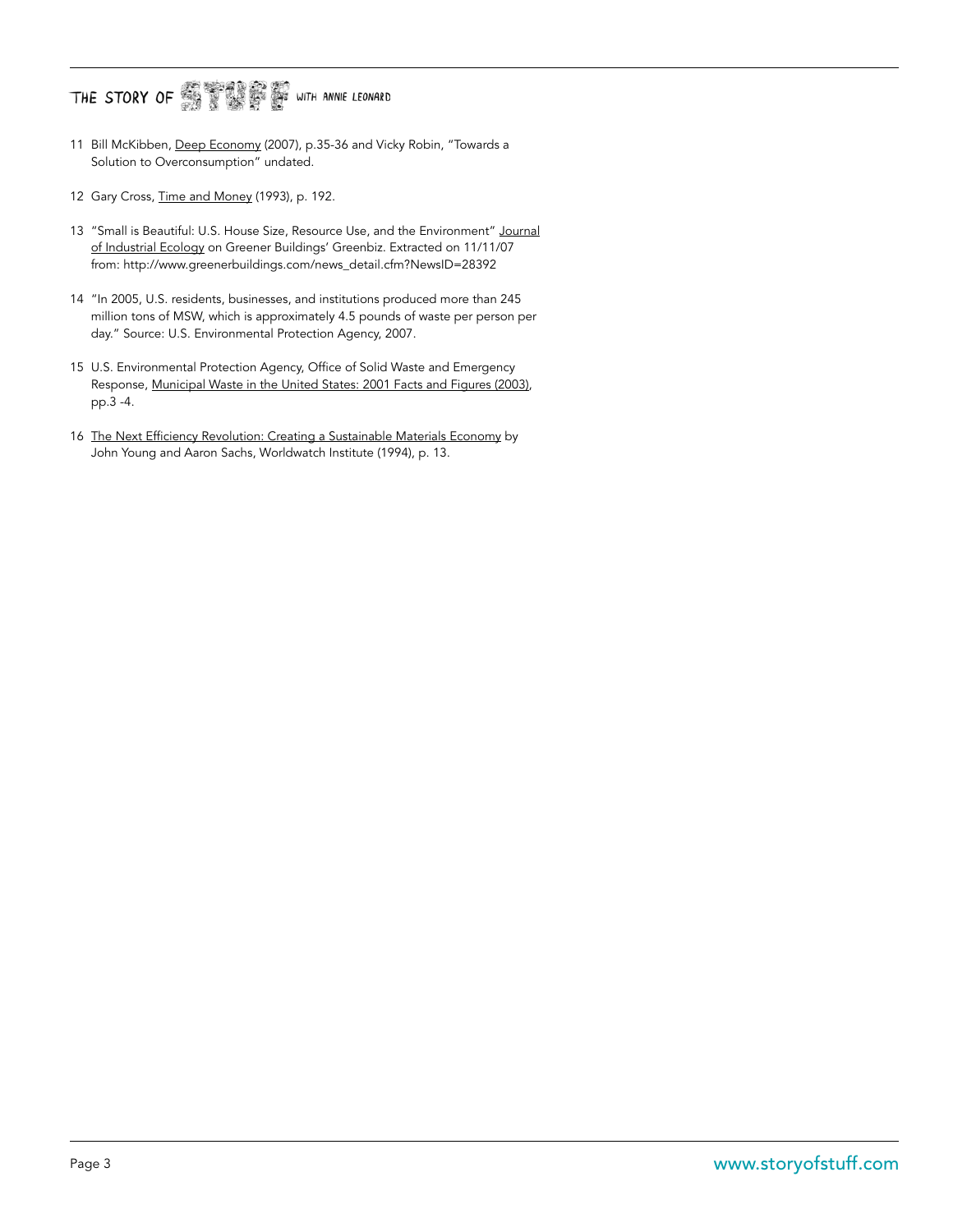11 Bill McKibben, Deep Economy (2007), p.35-36 and Vicky Robin, "Towards a Solution to Overconsumption" undated.

12 Gary Cross, Time and Money (1993), p. 192.

13 "Small is Beautiful: U.S. House Size, Resource Use, and the Environment" Journal of Industrial Ecology on Greener Buildings' Greenbiz. Extracted on 11/11/07 from: http://www.greenerbuildings.com/news_detail.cfm?NewsID=28392

14 "In 2005, U.S. residents, businesses, and institutions produced more than 245 million tons of MSW, which is approximately 4.5 pounds of waste per person per day." Source: U.S. Environmental Protection Agency, 2007.

15 U.S. Environmental Protection Agency, Office of Solid Waste and Emergency Response, Municipal Waste in the United States: 2001 Facts and Figures (2003), pp.3 -4.

16 The Next Efficiency Revolution: Creating a Sustainable Materials Economy by John Young and Aaron Sachs, Worldwatch Institute (1994), p. 13.